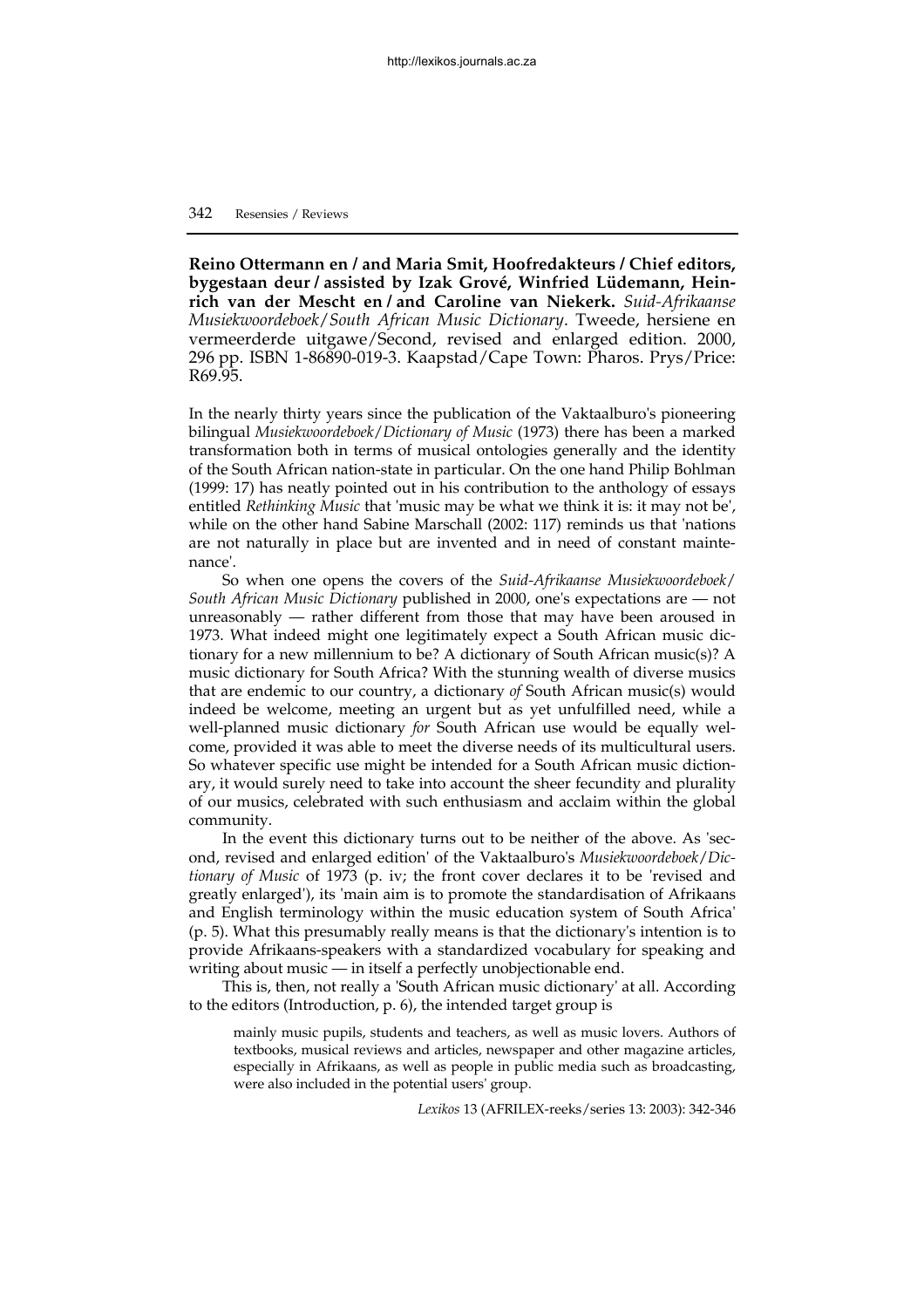**Reino Ottermann en / and Maria Smit, Hoofredakteurs / Chief editors, bygestaan deur / assisted by Izak Grové, Winfried Lüdemann, Heinrich van der Mescht en / and Caroline van Niekerk.** *Suid-Afrikaanse Musiekwoordeboek/South African Music Dictionary*. Tweede, hersiene en vermeerderde uitgawe/Second, revised and enlarged edition. 2000, 296 pp. ISBN 1-86890-019-3. Kaapstad/Cape Town: Pharos. Prys/Price: R69.95.

In the nearly thirty years since the publication of the Vaktaalburo's pioneering bilingual *Musiekwoordeboek/Dictionary of Music* (1973) there has been a marked transformation both in terms of musical ontologies generally and the identity of the South African nation-state in particular. On the one hand Philip Bohlman (1999: 17) has neatly pointed out in his contribution to the anthology of essays entitled *Rethinking Music* that 'music may be what we think it is: it may not be', while on the other hand Sabine Marschall (2002: 117) reminds us that 'nations are not naturally in place but are invented and in need of constant maintenance'.

So when one opens the covers of the *Suid-Afrikaanse Musiekwoordeboek/South African Music Dictionary* published in 2000, one's expectations are — not unreasonably — rather different from those that may have been aroused in 1973. What indeed might one legitimately expect a South African music dictionary for a new millennium to be? A dictionary of South African music(s)? A music dictionary for South Africa? With the stunning wealth of diverse musics that are endemic to our country, a dictionary *of* South African music(s) would indeed be welcome, meeting an urgent but as yet unfulfilled need, while a well-planned music dictionary *for* South African use would be equally welcome, provided it was able to meet the diverse needs of its multicultural users. So whatever specific use might be intended for a South African music dictionary, it would surely need to take into account the sheer fecundity and plurality of our musics, celebrated with such enthusiasm and acclaim within the global community.

In the event this dictionary turns out to be neither of the above. As 'second, revised and enlarged edition' of the Vaktaalburo's *Musiekwoordeboek/Dictionary of Music* of 1973 (p. iv; the front cover declares it to be 'revised and greatly enlarged'), its 'main aim is to promote the standardisation of Afrikaans and English terminology within the music education system of South Africa' (p. 5). What this presumably really means is that the dictionary's intention is to provide Afrikaans-speakers with a standardized vocabulary for speaking and writing about music — in itself a perfectly unobjectionable end.

This is, then, not really a 'South African music dictionary' at all. According to the editors (Introduction, p. 6), the intended target group is

> mainly music pupils, students and teachers, as well as music lovers. Authors of textbooks, musical reviews and articles, newspaper and other magazine articles, especially in Afrikaans, as well as people in public media such as broadcasting, were also included in the potential users' group.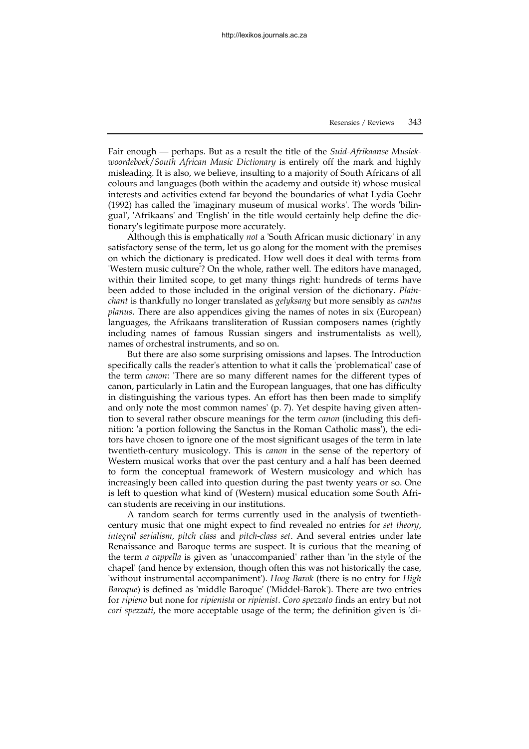Fair enough — perhaps. But as a result the title of the *Suid-Afrikaanse Musiekwoordeboek/South African Music Dictionary* is entirely off the mark and highly misleading. It is also, we believe, insulting to a majority of South Africans of all colours and languages (both within the academy and outside it) whose musical interests and activities extend far beyond the boundaries of what Lydia Goehr (1992) has called the 'imaginary museum of musical works'. The words 'bilingual', 'Afrikaans' and 'English' in the title would certainly help define the dictionary's legitimate purpose more accurately.

Although this is emphatically *not* a 'South African music dictionary' in any satisfactory sense of the term, let us go along for the moment with the premises on which the dictionary is predicated. How well does it deal with terms from 'Western music culture'? On the whole, rather well. The editors have managed, within their limited scope, to get many things right: hundreds of terms have been added to those included in the original version of the dictionary. *Plainchant* is thankfully no longer translated as *gelyksang* but more sensibly as *cantus planus*. There are also appendices giving the names of notes in six (European) languages, the Afrikaans transliteration of Russian composers names (rightly including names of famous Russian singers and instrumentalists as well), names of orchestral instruments, and so on.

But there are also some surprising omissions and lapses. The Introduction specifically calls the reader's attention to what it calls the 'problematical' case of the term *canon*: 'There are so many different names for the different types of canon, particularly in Latin and the European languages, that one has difficulty in distinguishing the various types. An effort has then been made to simplify and only note the most common names' (p. 7). Yet despite having given attention to several rather obscure meanings for the term *canon* (including this definition: 'a portion following the Sanctus in the Roman Catholic mass'), the editors have chosen to ignore one of the most significant usages of the term in late twentieth-century musicology. This is *canon* in the sense of the repertory of Western musical works that over the past century and a half has been deemed to form the conceptual framework of Western musicology and which has increasingly been called into question during the past twenty years or so. One is left to question what kind of (Western) musical education some South African students are receiving in our institutions.

A random search for terms currently used in the analysis of twentieth-century music that one might expect to find revealed no entries for *set theory*, *integral serialism*, *pitch class* and *pitch-class set*. And several entries under late Renaissance and Baroque terms are suspect. It is curious that the meaning of the term *a cappella* is given as 'unaccompanied' rather than 'in the style of the chapel' (and hence by extension, though often this was not historically the case, 'without instrumental accompaniment'). *Hoog-Barok* (there is no entry for *High Baroque*) is defined as 'middle Baroque' ('Middel-Barok'). There are two entries for *ripieno* but none for *ripienista* or *ripienist*. *Coro spezzato* finds an entry but not *cori spezzati*, the more acceptable usage of the term; the definition given is 'di-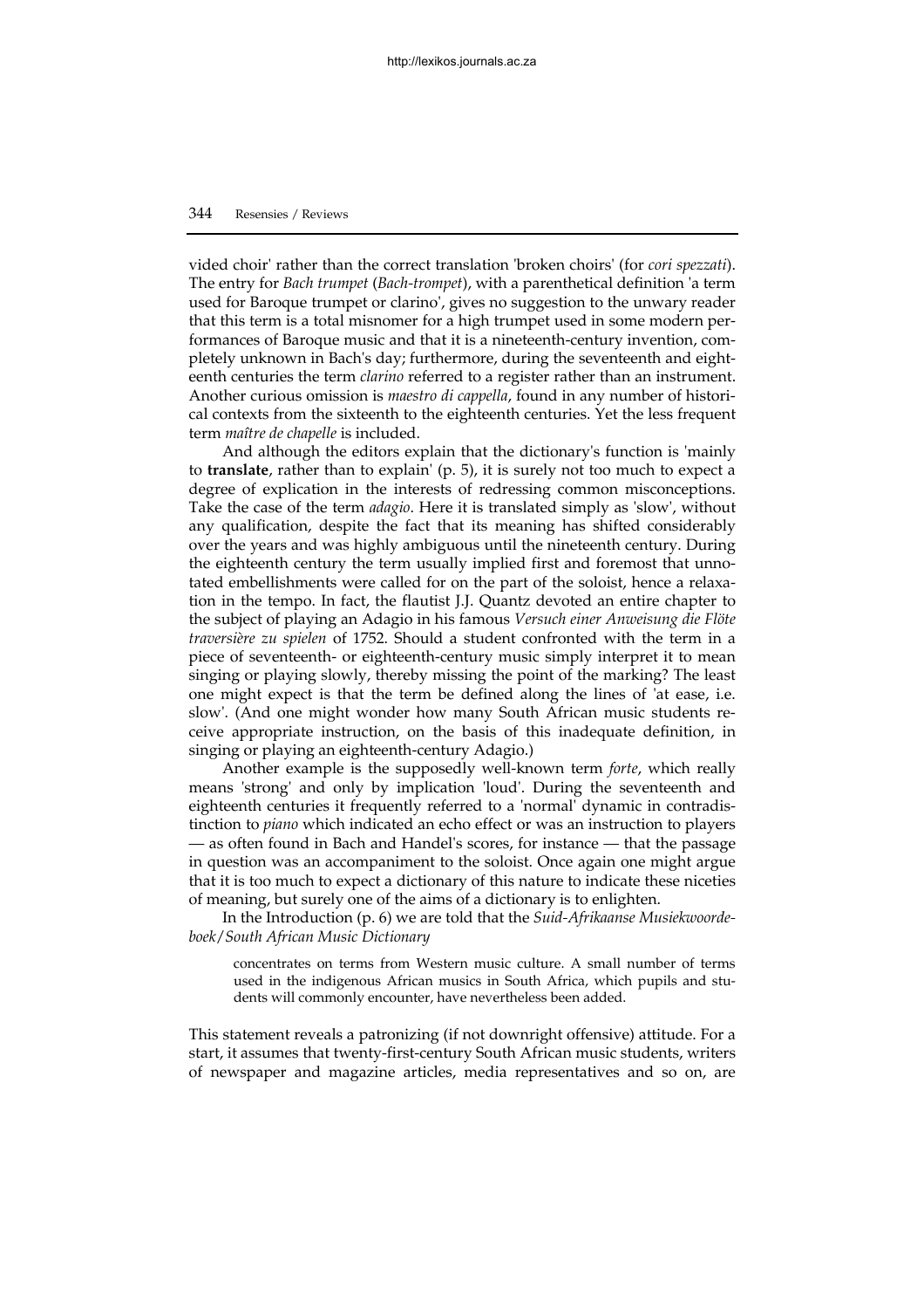vided choir' rather than the correct translation 'broken choirs' (for *cori spezzati*). The entry for *Bach trumpet* (*Bach-trompet*), with a parenthetical definition 'a term used for Baroque trumpet or clarino', gives no suggestion to the unwary reader that this term is a total misnomer for a high trumpet used in some modern performances of Baroque music and that it is a nineteenth-century invention, completely unknown in Bach's day; furthermore, during the seventeenth and eighteenth centuries the term *clarino* referred to a register rather than an instrument. Another curious omission is *maestro di cappella*, found in any number of historical contexts from the sixteenth to the eighteenth centuries. Yet the less frequent term *maître de chapelle* is included.

And although the editors explain that the dictionary's function is 'mainly to **translate**, rather than to explain' (p. 5), it is surely not too much to expect a degree of explication in the interests of redressing common misconceptions. Take the case of the term *adagio*. Here it is translated simply as 'slow', without any qualification, despite the fact that its meaning has shifted considerably over the years and was highly ambiguous until the nineteenth century. During the eighteenth century the term usually implied first and foremost that unnotated embellishments were called for on the part of the soloist, hence a relaxation in the tempo. In fact, the flautist J.J. Quantz devoted an entire chapter to the subject of playing an Adagio in his famous *Versuch einer Anweisung die Flöte traversière zu spielen* of 1752. Should a student confronted with the term in a piece of seventeenth- or eighteenth-century music simply interpret it to mean singing or playing slowly, thereby missing the point of the marking? The least one might expect is that the term be defined along the lines of 'at ease, i.e. slow'. (And one might wonder how many South African music students receive appropriate instruction, on the basis of this inadequate definition, in singing or playing an eighteenth-century Adagio.)

Another example is the supposedly well-known term *forte*, which really means 'strong' and only by implication 'loud'. During the seventeenth and eighteenth centuries it frequently referred to a 'normal' dynamic in contradistinction to *piano* which indicated an echo effect or was an instruction to players — as often found in Bach and Handel's scores, for instance — that the passage in question was an accompaniment to the soloist. Once again one might argue that it is too much to expect a dictionary of this nature to indicate these niceties of meaning, but surely one of the aims of a dictionary is to enlighten.

In the Introduction (p. 6) we are told that the *Suid-Afrikaanse Musiekwoordeboek/South African Music Dictionary*

> concentrates on terms from Western music culture. A small number of terms used in the indigenous African musics in South Africa, which pupils and students will commonly encounter, have nevertheless been added.

This statement reveals a patronizing (if not downright offensive) attitude. For a start, it assumes that twenty-first-century South African music students, writers of newspaper and magazine articles, media representatives and so on, are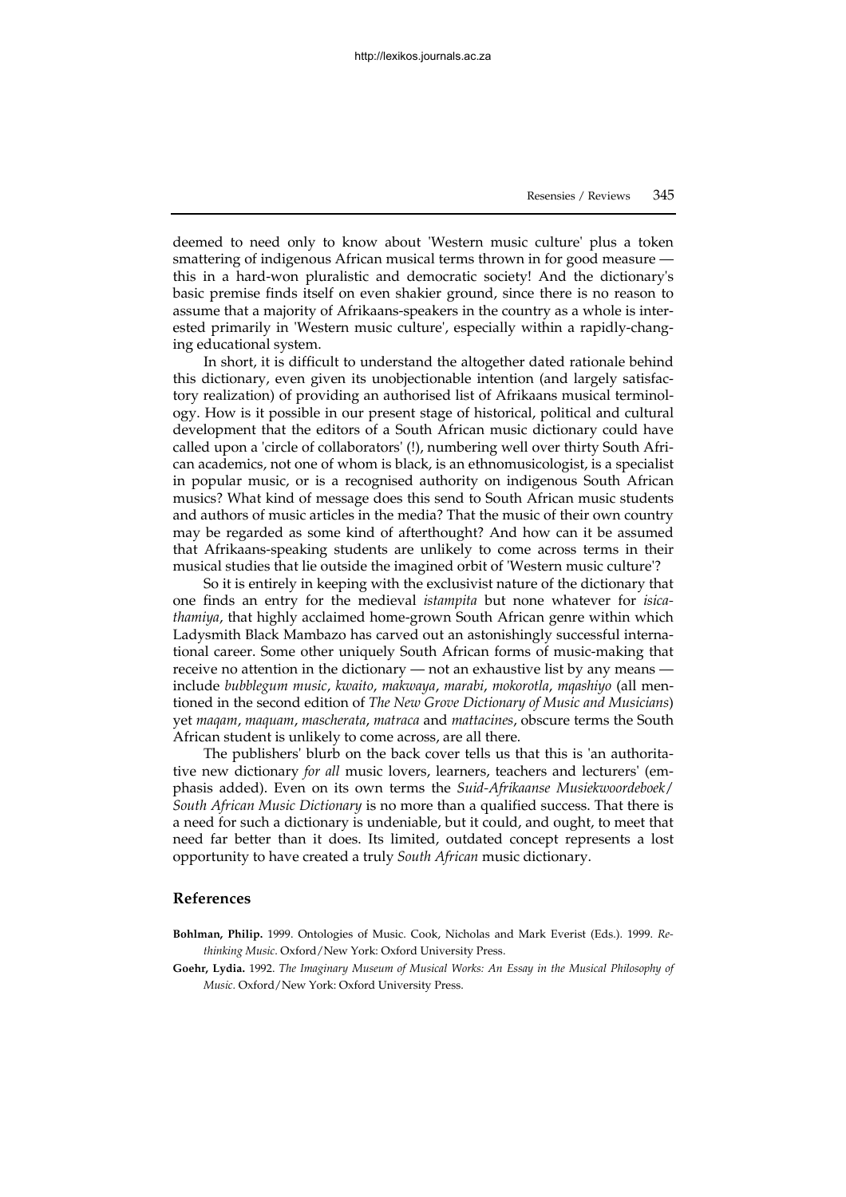deemed to need only to know about 'Western music culture' plus a token smattering of indigenous African musical terms thrown in for good measure — this in a hard-won pluralistic and democratic society! And the dictionary's basic premise finds itself on even shakier ground, since there is no reason to assume that a majority of Afrikaans-speakers in the country as a whole is interested primarily in 'Western music culture', especially within a rapidly-changing educational system.

In short, it is difficult to understand the altogether dated rationale behind this dictionary, even given its unobjectionable intention (and largely satisfactory realization) of providing an authorised list of Afrikaans musical terminology. How is it possible in our present stage of historical, political and cultural development that the editors of a South African music dictionary could have called upon a 'circle of collaborators' (!), numbering well over thirty South African academics, not one of whom is black, is an ethnomusicologist, is a specialist in popular music, or is a recognised authority on indigenous South African musics? What kind of message does this send to South African music students and authors of music articles in the media? That the music of their own country may be regarded as some kind of afterthought? And how can it be assumed that Afrikaans-speaking students are unlikely to come across terms in their musical studies that lie outside the imagined orbit of 'Western music culture'?

So it is entirely in keeping with the exclusivist nature of the dictionary that one finds an entry for the medieval *istampita* but none whatever for *isicathamiya*, that highly acclaimed home-grown South African genre within which Ladysmith Black Mambazo has carved out an astonishingly successful international career. Some other uniquely South African forms of music-making that receive no attention in the dictionary — not an exhaustive list by any means — include *bubblegum music*, *kwaito*, *makwaya*, *marabi*, *mokorotla*, *mqashiyo* (all mentioned in the second edition of *The New Grove Dictionary of Music and Musicians*) yet *maqam*, *maquam*, *mascherata*, *matraca* and *mattacines*, obscure terms the South African student is unlikely to come across, are all there.

The publishers' blurb on the back cover tells us that this is 'an authoritative new dictionary *for all* music lovers, learners, teachers and lecturers' (emphasis added). Even on its own terms the *Suid-Afrikaanse Musiekwoordeboek/ South African Music Dictionary* is no more than a qualified success. That there is a need for such a dictionary is undeniable, but it could, and ought, to meet that need far better than it does. Its limited, outdated concept represents a lost opportunity to have created a truly *South African* music dictionary.

## References

**Bohlman, Philip.** 1999. Ontologies of Music. Cook, Nicholas and Mark Everist (Eds.). 1999. *Rethinking Music*. Oxford/New York: Oxford University Press.

**Goehr, Lydia.** 1992. *The Imaginary Museum of Musical Works: An Essay in the Musical Philosophy of Music*. Oxford/New York: Oxford University Press.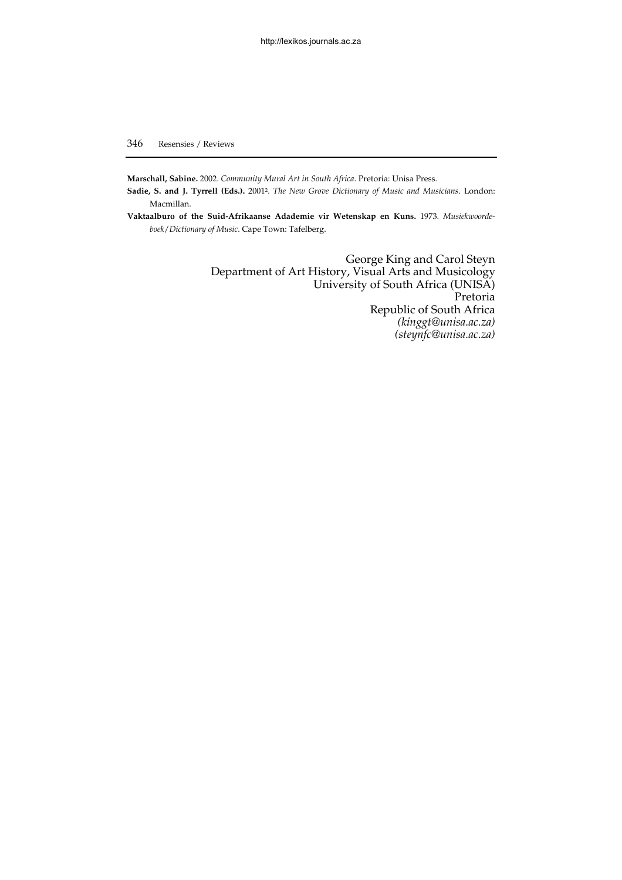**Marschall, Sabine.** 2002. *Community Mural Art in South Africa*. Pretoria: Unisa Press.

**Sadie, S. and J. Tyrrell (Eds.).** 2001[2]. *The New Grove Dictionary of Music and Musicians*. London: Macmillan.

**Vaktaalburo of the Suid-Afrikaanse Adademie vir Wetenskap en Kuns.** 1973. *Musiekwoordeboek/Dictionary of Music*. Cape Town: Tafelberg.

George King and Carol Steyn
Department of Art History, Visual Arts and Musicology
University of South Africa (UNISA)
Pretoria
Republic of South Africa
*(kinggt@unisa.ac.za)*
*(steynfc@unisa.ac.za)*